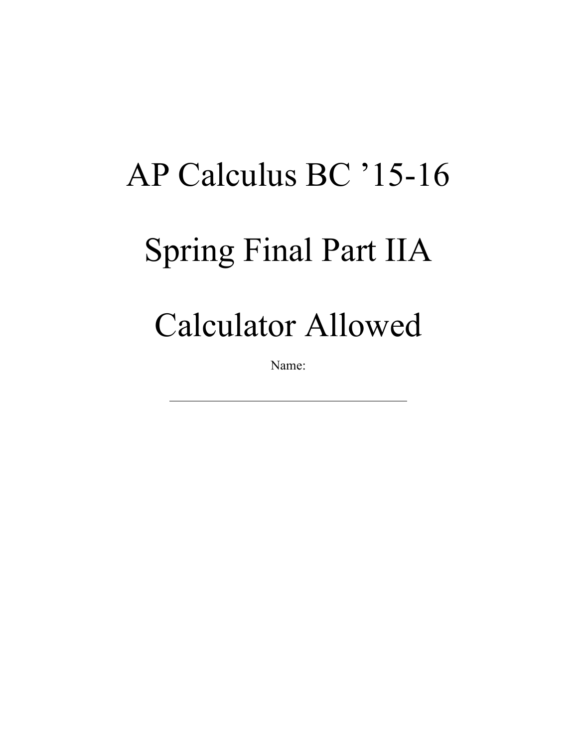# AP Calculus BC ’15-16

# Spring Final Part IIA

# Calculator Allowed

Name: ______________________________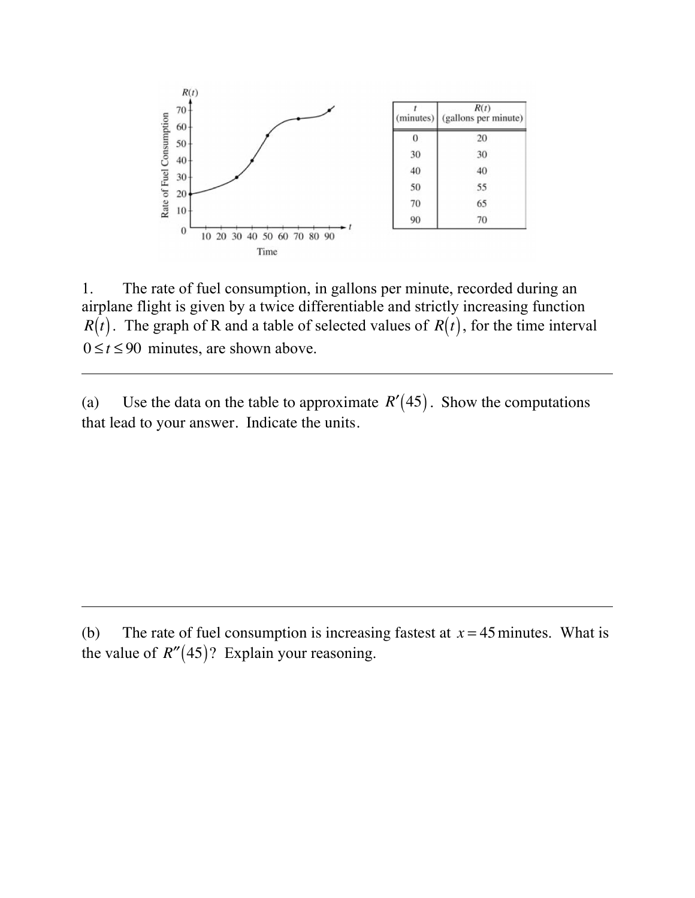| $t$ (minutes) | $R(t)$ (gallons per minute) |
|---|---|
| 0 | 20 |
| 30 | 30 |
| 40 | 40 |
| 50 | 55 |
| 70 | 65 |
| 90 | 70 |

1. The rate of fuel consumption, in gallons per minute, recorded during an airplane flight is given by a twice differentiable and strictly increasing function $R(t)$. The graph of R and a table of selected values of $R(t)$, for the time interval $0 \le t \le 90$ minutes, are shown above.

---

(a) Use the data on the table to approximate $R'(45)$. Show the computations that lead to your answer. Indicate the units.

---

(b) The rate of fuel consumption is increasing fastest at $x = 45$ minutes. What is the value of $R''(45)$? Explain your reasoning.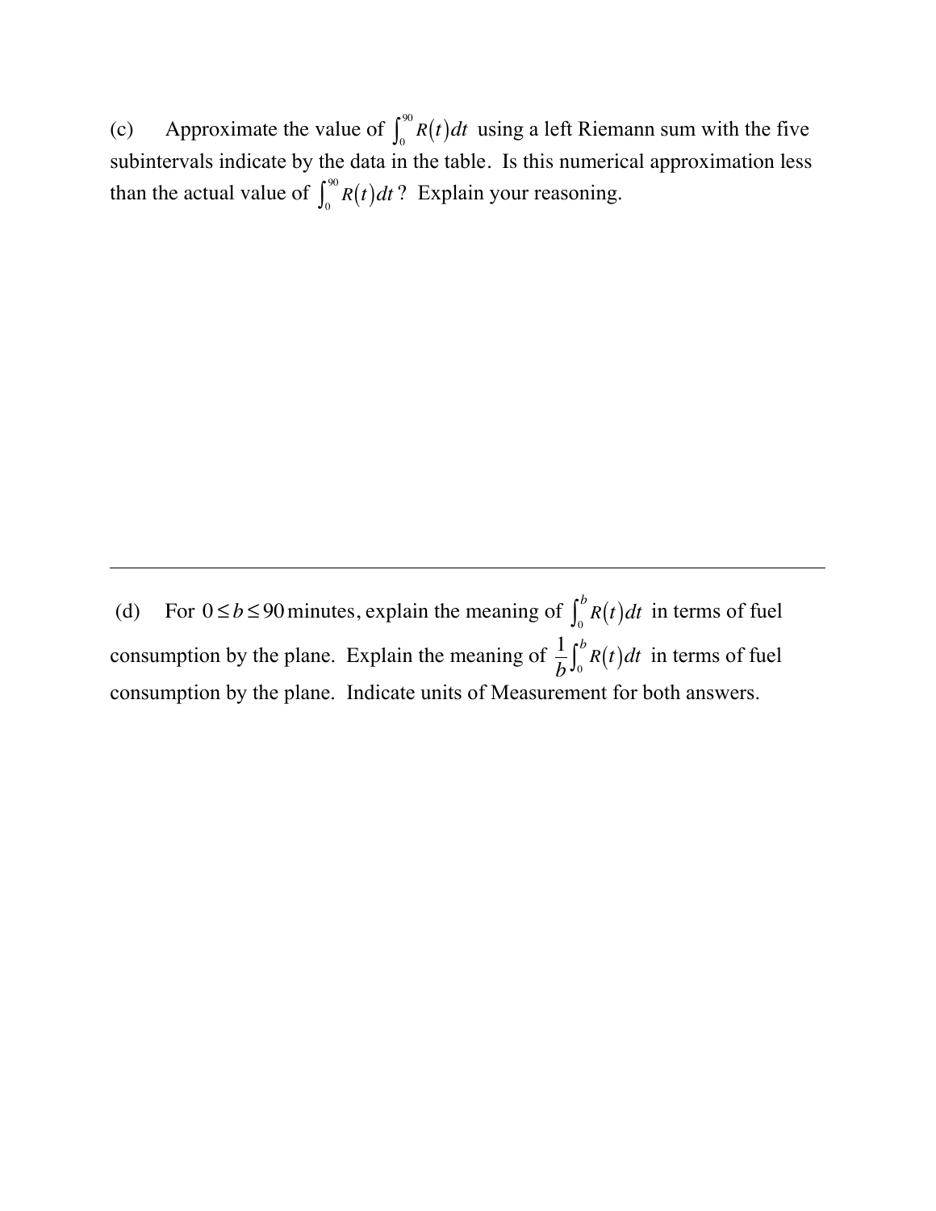(c) Approximate the value of $\int_0^{90} R(t)\,dt$ using a left Riemann sum with the five subintervals indicate by the data in the table. Is this numerical approximation less than the actual value of $\int_0^{90} R(t)\,dt$? Explain your reasoning.

---

(d) For $0 \le b \le 90$ minutes, explain the meaning of $\int_0^{b} R(t)\,dt$ in terms of fuel consumption by the plane. Explain the meaning of $\frac{1}{b}\int_0^{b} R(t)\,dt$ in terms of fuel consumption by the plane. Indicate units of Measurement for both answers.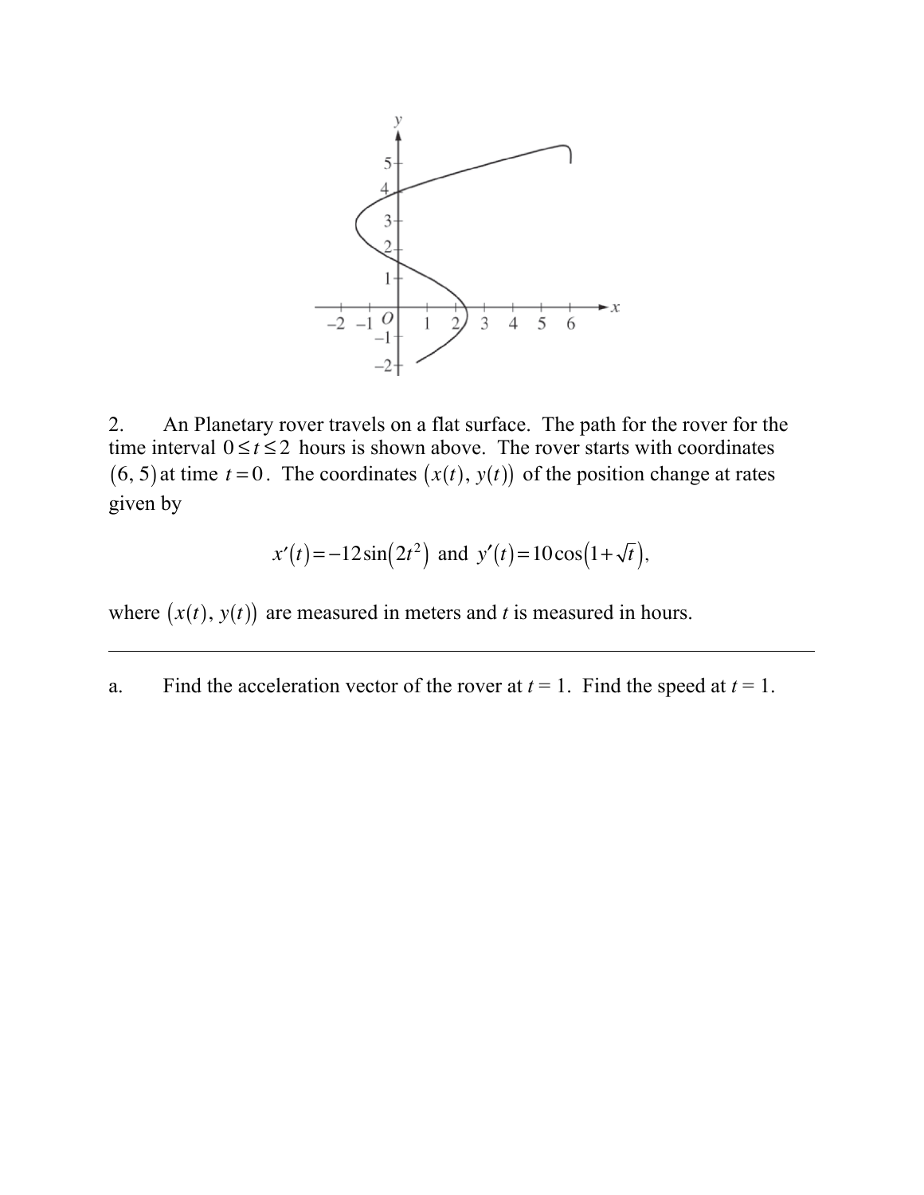2. An Planetary rover travels on a flat surface. The path for the rover for the time interval $0 \leq t \leq 2$ hours is shown above. The rover starts with coordinates $(6, 5)$ at time $t = 0$. The coordinates $(x(t), y(t))$ of the position change at rates given by

$$x'(t) = -12\sin(2t^2) \text{ and } y'(t) = 10\cos(1+\sqrt{t}),$$

where $(x(t), y(t))$ are measured in meters and $t$ is measured in hours.

---

a. Find the acceleration vector of the rover at $t = 1$. Find the speed at $t = 1$.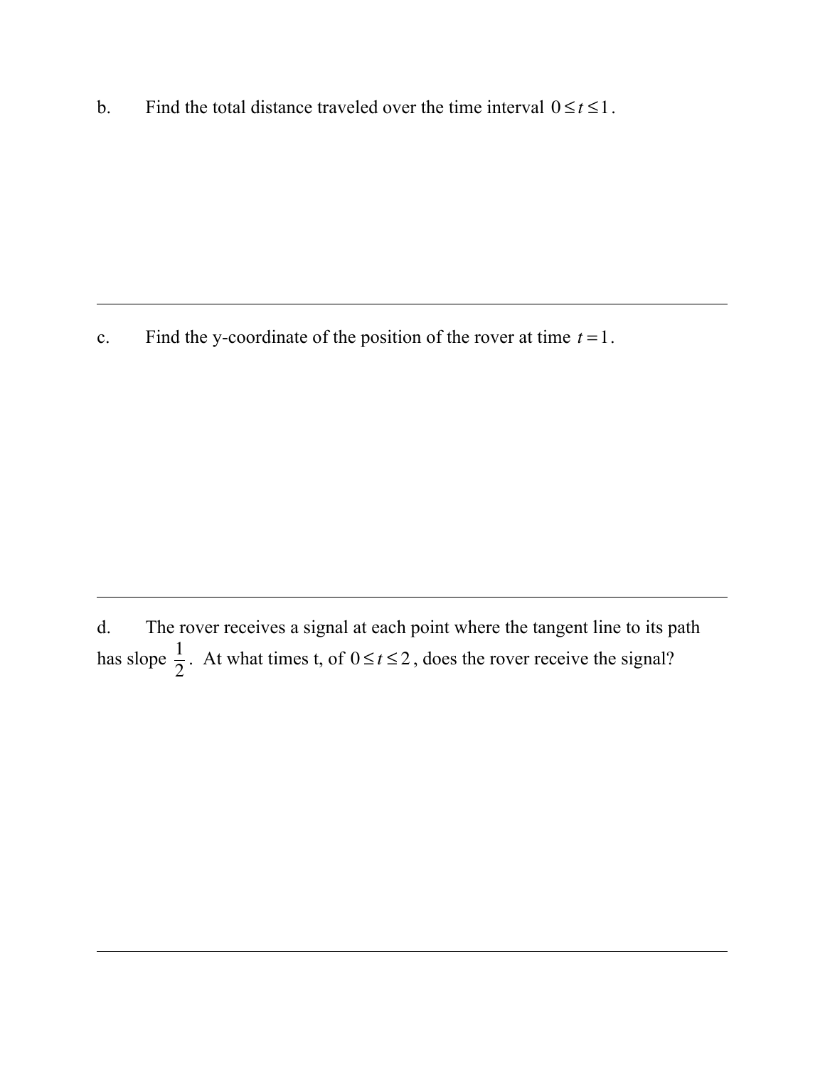b. Find the total distance traveled over the time interval $0 \leq t \leq 1$.

---

c. Find the y-coordinate of the position of the rover at time $t = 1$.

---

d. The rover receives a signal at each point where the tangent line to its path has slope $\frac{1}{2}$. At what times t, of $0 \leq t \leq 2$, does the rover receive the signal?

---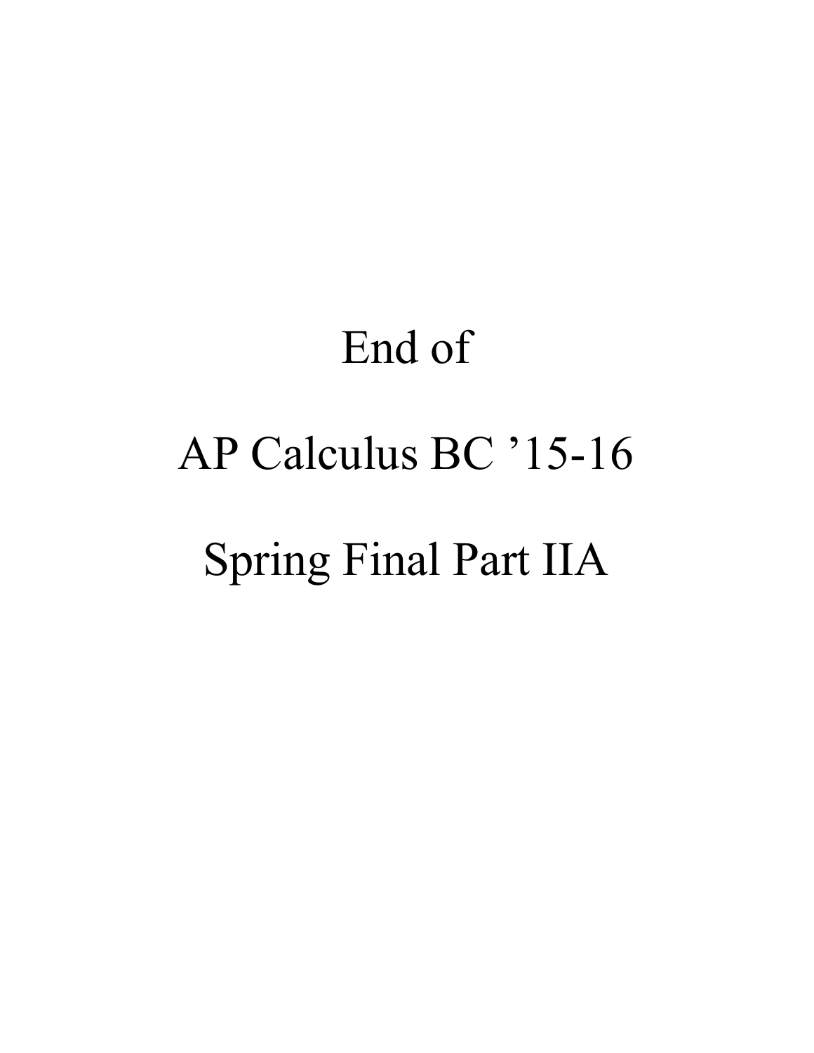End of

AP Calculus BC ’15-16

Spring Final Part IIA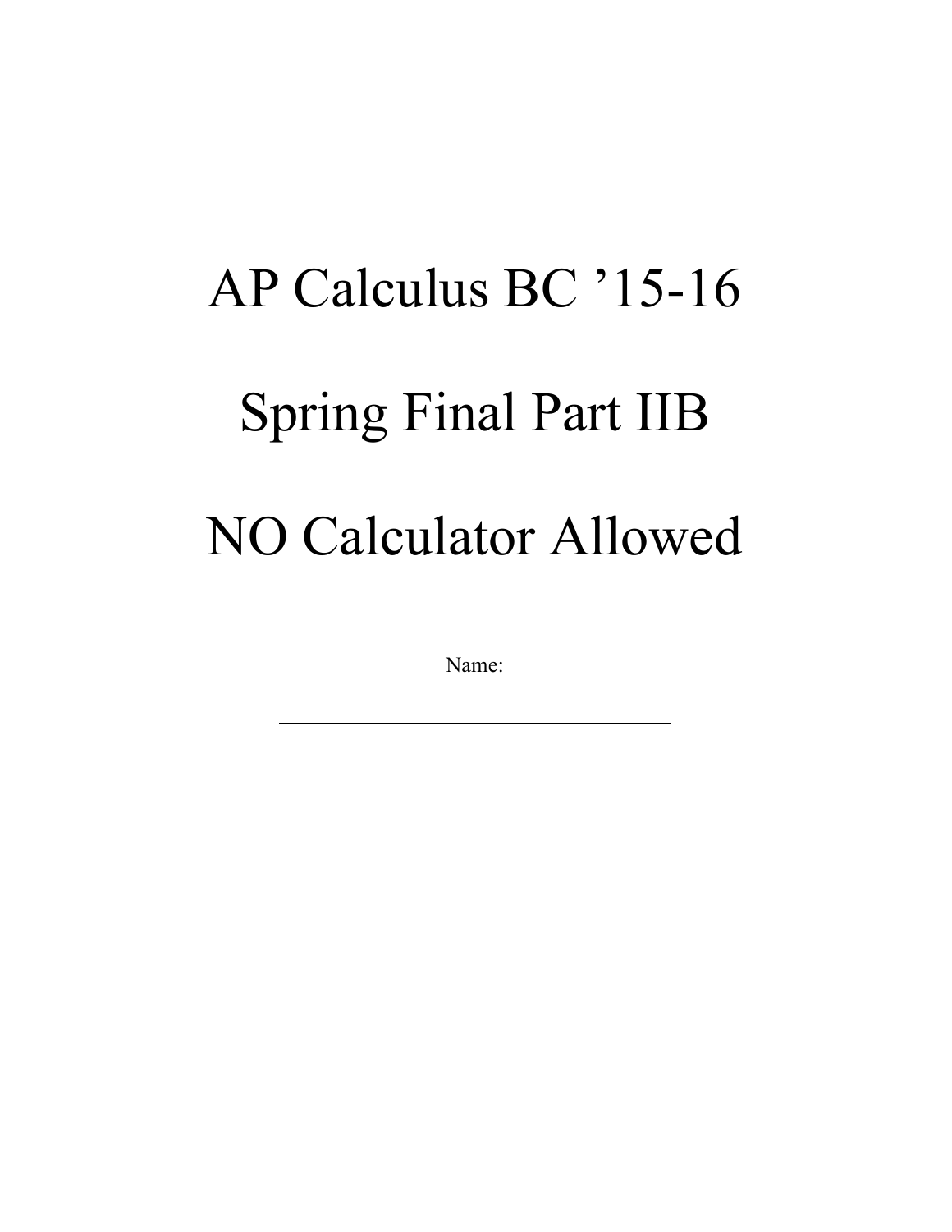# AP Calculus BC ’15-16

# Spring Final Part IIB

# NO Calculator Allowed

Name:

\_\_\_\_\_\_\_\_\_\_\_\_\_\_\_\_\_\_\_\_\_\_\_\_\_\_\_\_\_\_\_\_\_\_\_\_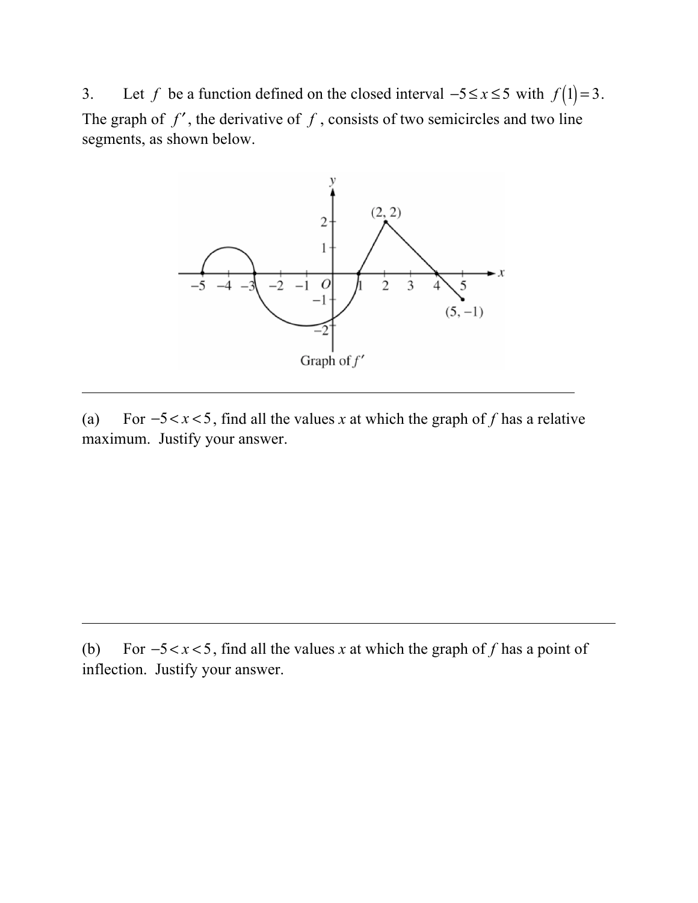3. Let $f$ be a function defined on the closed interval $-5 \le x \le 5$ with $f(1) = 3$. The graph of $f'$, the derivative of $f$, consists of two semicircles and two line segments, as shown below.

Graph of $f'$

---

(a) For $-5 < x < 5$, find all the values $x$ at which the graph of $f$ has a relative maximum. Justify your answer.

---

(b) For $-5 < x < 5$, find all the values $x$ at which the graph of $f$ has a point of inflection. Justify your answer.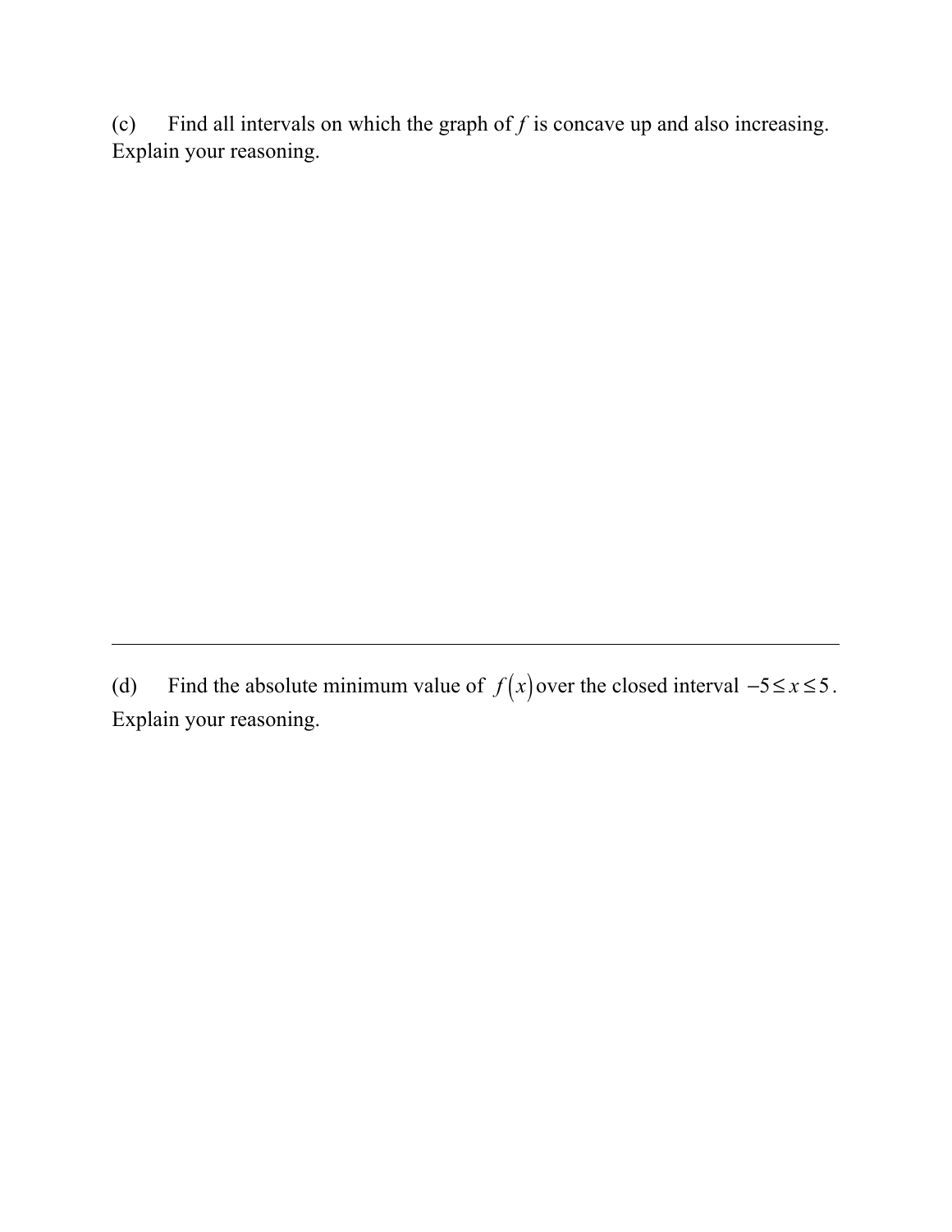(c) Find all intervals on which the graph of $f$ is concave up and also increasing. Explain your reasoning.

---

(d) Find the absolute minimum value of $f(x)$ over the closed interval $-5 \le x \le 5$. Explain your reasoning.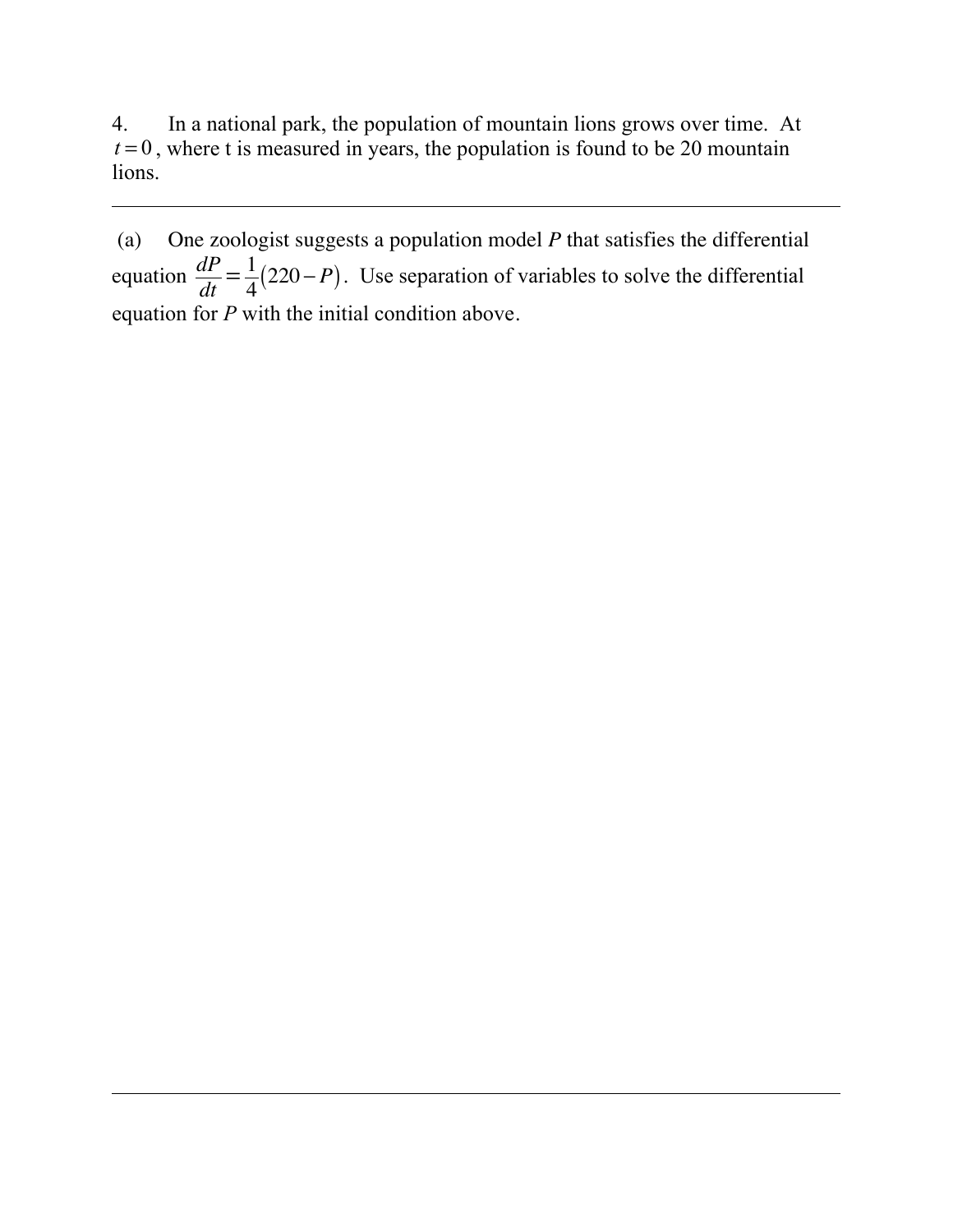4. In a national park, the population of mountain lions grows over time. At $t = 0$, where t is measured in years, the population is found to be 20 mountain lions.

---

(a) One zoologist suggests a population model $P$ that satisfies the differential equation $\frac{dP}{dt} = \frac{1}{4}(220 - P)$. Use separation of variables to solve the differential equation for $P$ with the initial condition above.

---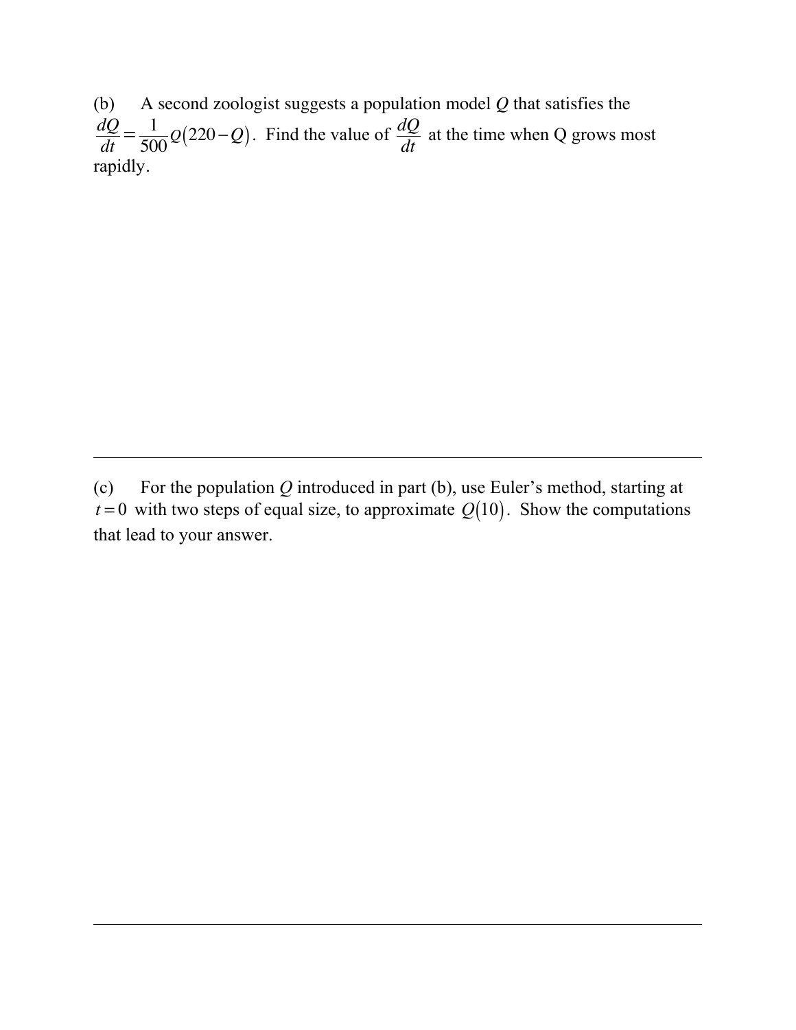(b) A second zoologist suggests a population model $Q$ that satisfies the $\frac{dQ}{dt} = \frac{1}{500}Q(220 - Q)$. Find the value of $\frac{dQ}{dt}$ at the time when Q grows most rapidly.

---

(c) For the population $Q$ introduced in part (b), use Euler's method, starting at $t = 0$ with two steps of equal size, to approximate $Q(10)$. Show the computations that lead to your answer.

---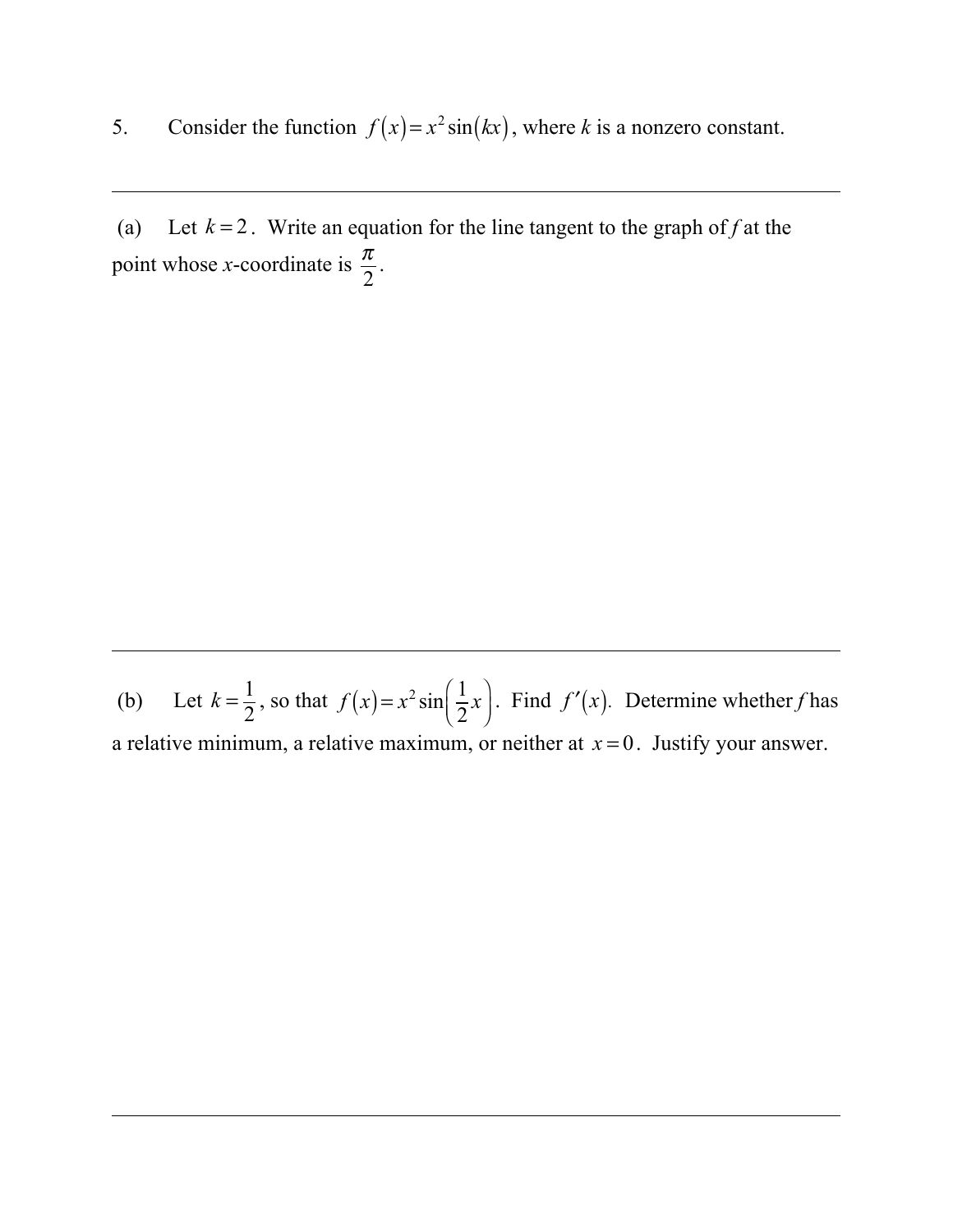5. Consider the function $f(x) = x^2 \sin(kx)$, where $k$ is a nonzero constant.

---

(a) Let $k = 2$. Write an equation for the line tangent to the graph of $f$ at the point whose $x$-coordinate is $\frac{\pi}{2}$.

---

(b) Let $k = \frac{1}{2}$, so that $f(x) = x^2 \sin\left(\frac{1}{2}x\right)$. Find $f'(x)$. Determine whether $f$ has a relative minimum, a relative maximum, or neither at $x = 0$. Justify your answer.

---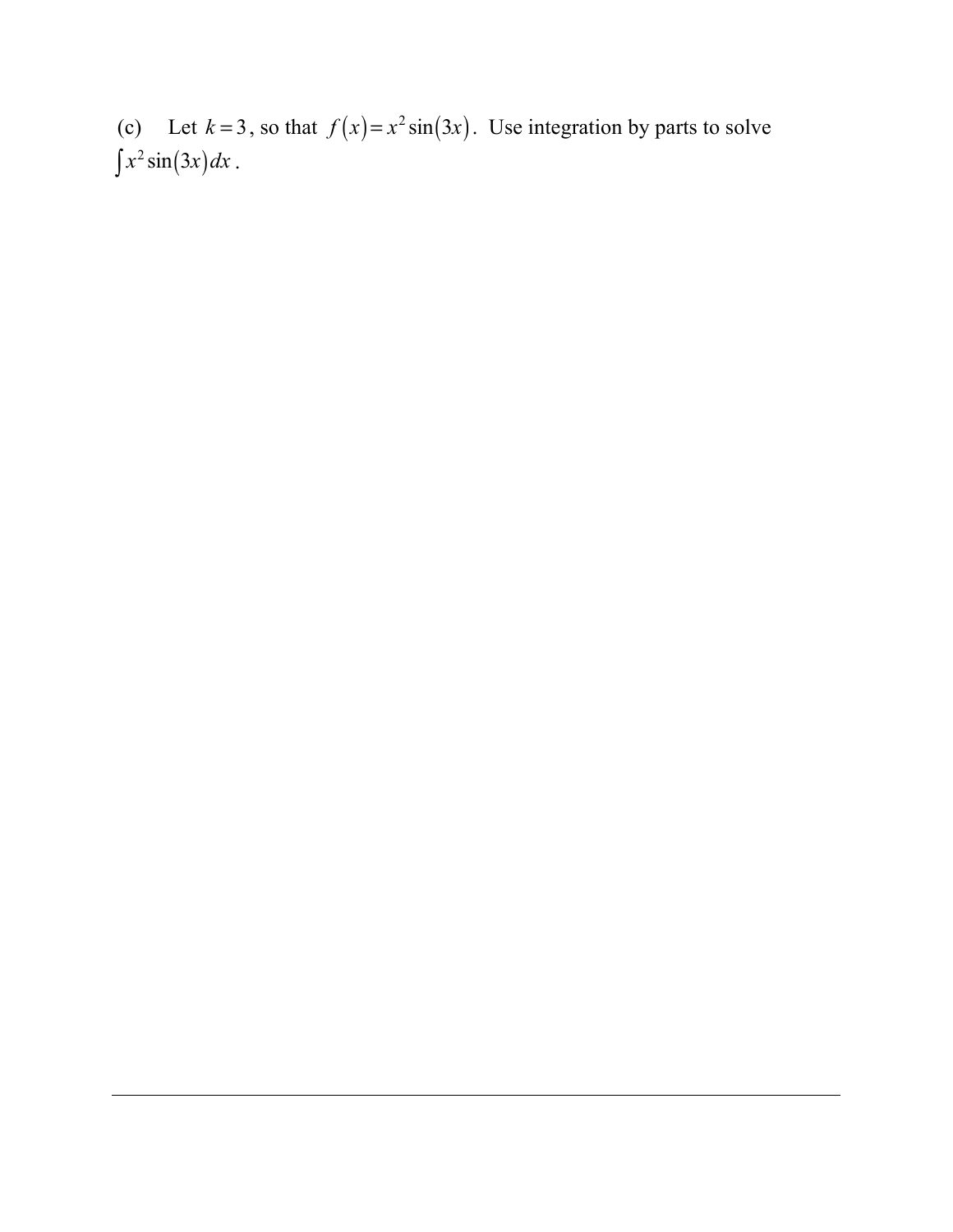(c) Let $k = 3$, so that $f(x) = x^2 \sin(3x)$. Use integration by parts to solve $\int x^2 \sin(3x)\,dx$.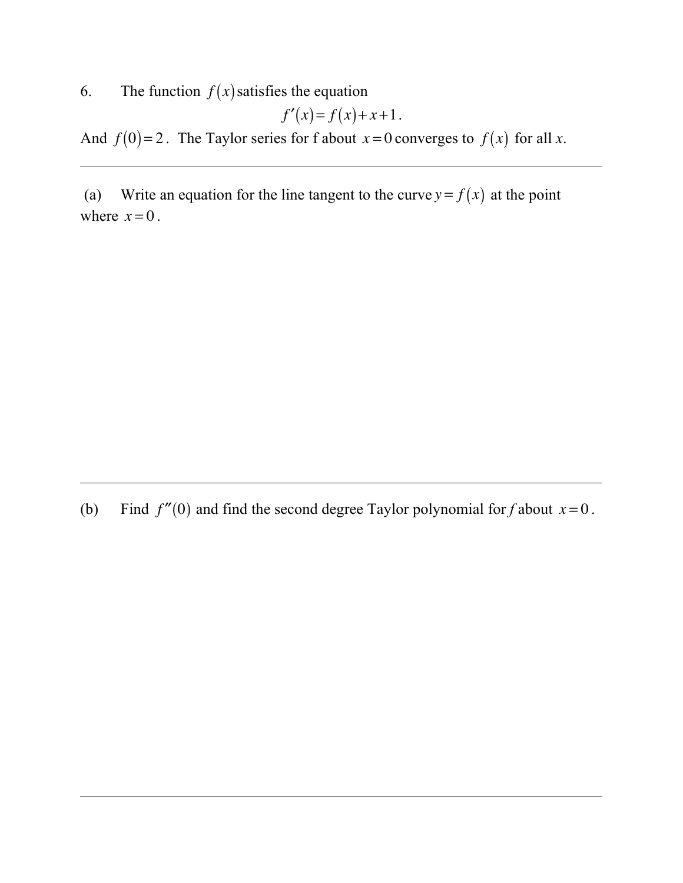6. The function $f(x)$ satisfies the equation

$$f'(x) = f(x) + x + 1.$$

And $f(0) = 2$. The Taylor series for f about $x = 0$ converges to $f(x)$ for all *x*.

---

(a) Write an equation for the line tangent to the curve $y = f(x)$ at the point where $x = 0$.

---

(b) Find $f''(0)$ and find the second degree Taylor polynomial for *f* about $x = 0$.

---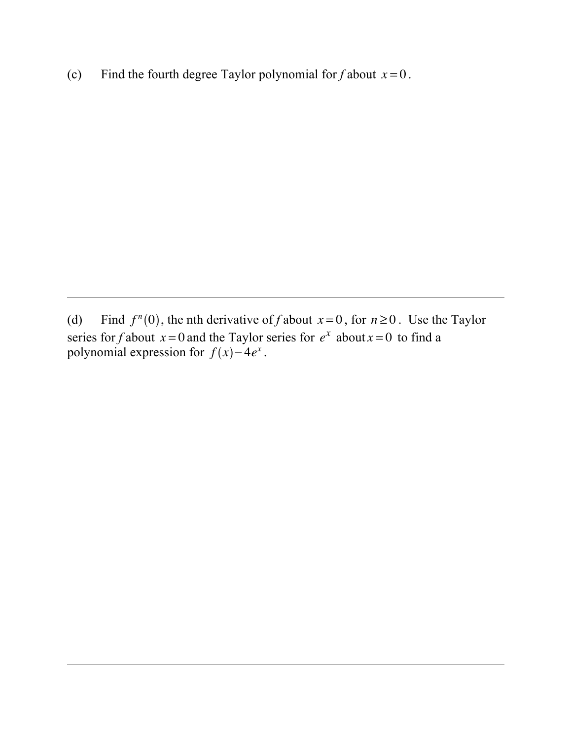(c) Find the fourth degree Taylor polynomial for *f* about $x = 0$.

---

(d) Find $f^{n}(0)$, the nth derivative of *f* about $x = 0$, for $n \geq 0$. Use the Taylor series for *f* about $x = 0$ and the Taylor series for $e^{x}$ about $x = 0$ to find a polynomial expression for $f(x) - 4e^{x}$.

---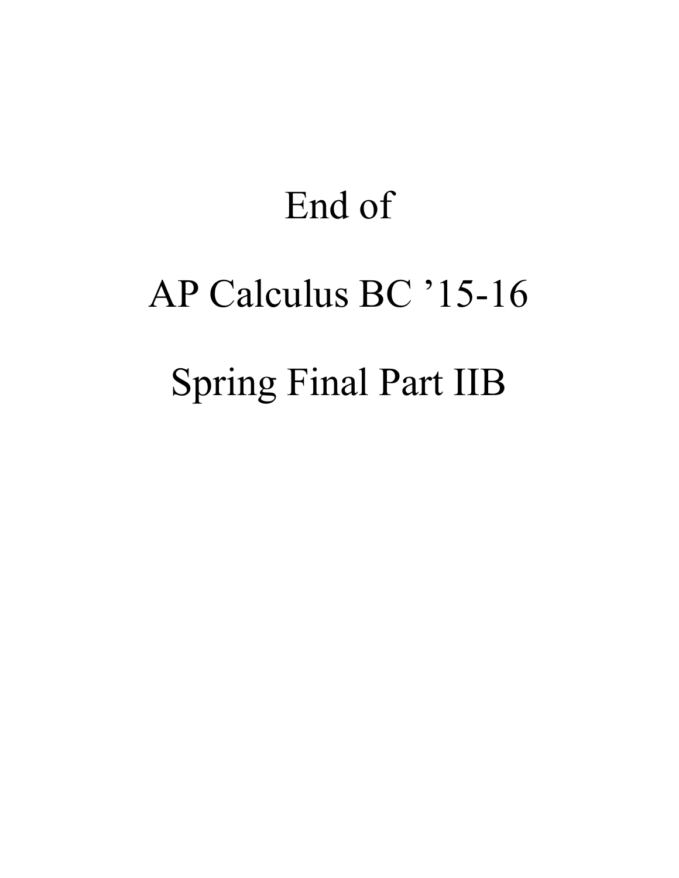# End of

# AP Calculus BC ’15-16

# Spring Final Part IIB